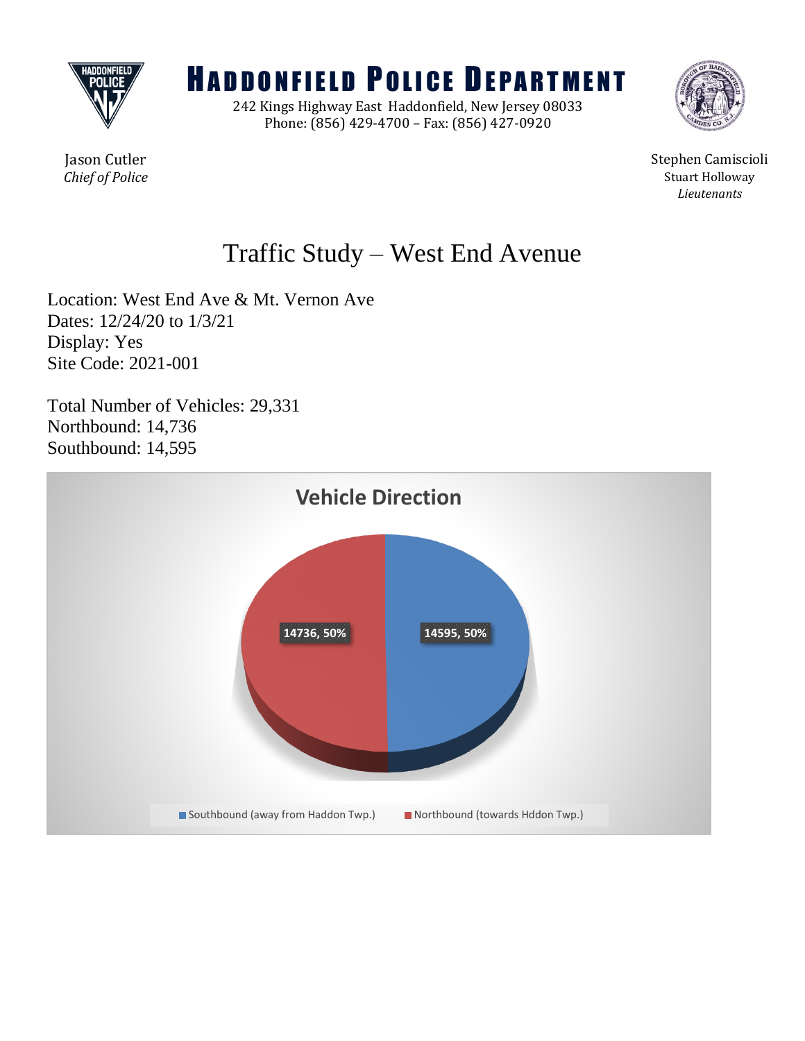# HADDONFIELD POLICE DEPARTMENT

242 Kings Highway East Haddonfield, New Jersey 08033
Phone: (856) 429-4700 – Fax: (856) 427-0920

Jason Cutler
*Chief of Police*

Stephen Camiscioli
Stuart Holloway
*Lieutenants*

## Traffic Study – West End Avenue

Location: West End Ave & Mt. Vernon Ave
Dates: 12/24/20 to 1/3/21
Display: Yes
Site Code: 2021-001

Total Number of Vehicles: 29,331
Northbound: 14,736
Southbound: 14,595

**Vehicle Direction**

14736, 50%

14595, 50%

Southbound (away from Haddon Twp.)   Northbound (towards Hddon Twp.)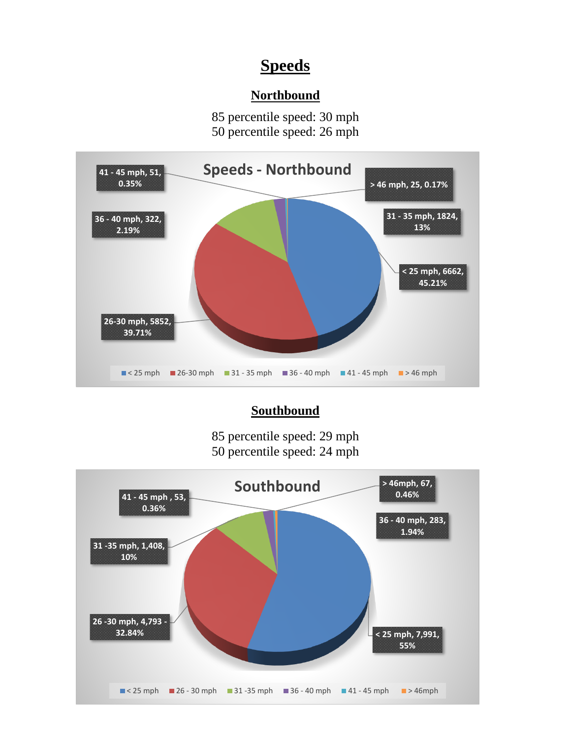# Speeds

## Northbound

85 percentile speed: 30 mph
50 percentile speed: 26 mph

Speeds - Northbound

41 - 45 mph, 51, 0.35%

> 46 mph, 25, 0.17%

36 - 40 mph, 322, 2.19%

31 - 35 mph, 1824, 13%

< 25 mph, 6662, 45.21%

26-30 mph, 5852, 39.71%

< 25 mph  26-30 mph  31 - 35 mph  36 - 40 mph  41 - 45 mph  > 46 mph

## Southbound

85 percentile speed: 29 mph
50 percentile speed: 24 mph

Southbound

> 46mph, 67, 0.46%

41 - 45 mph , 53, 0.36%

36 - 40 mph, 283, 1.94%

31 -35 mph, 1,408, 10%

26 -30 mph, 4,793 - 32.84%

< 25 mph, 7,991, 55%

< 25 mph  26 - 30 mph  31 -35 mph  36 - 40 mph  41 - 45 mph  > 46mph